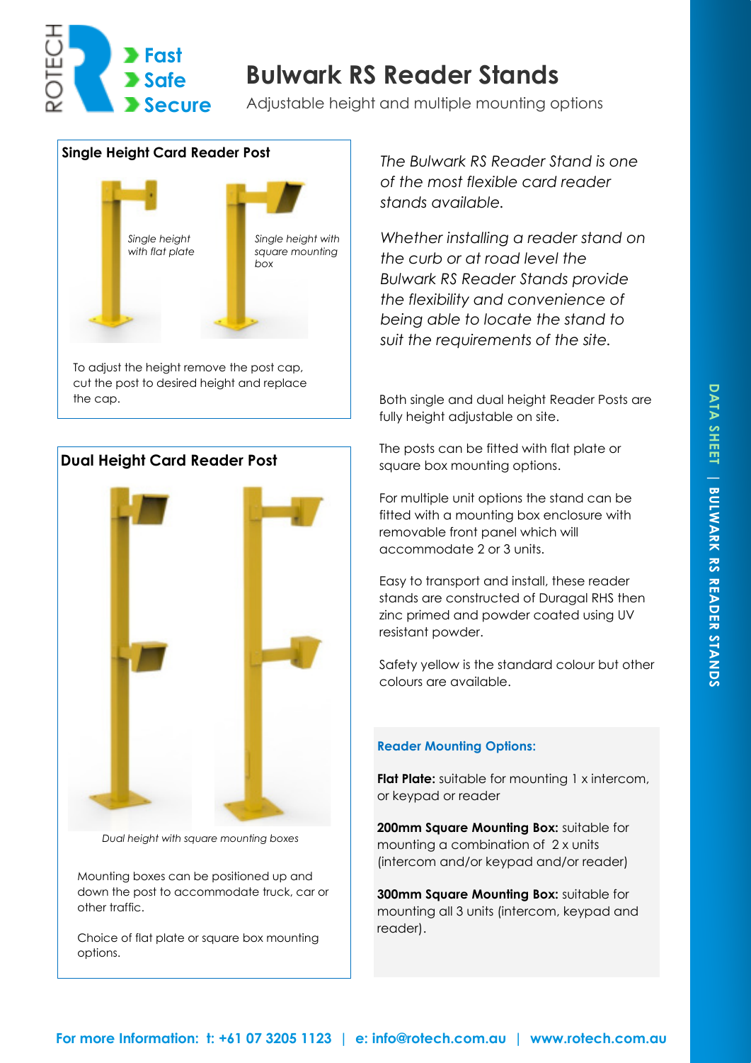ROTECH

- Fast
- Safe
- Secure

# Bulwark RS Reader Stands

Adjustable height and multiple mounting options

## Single Height Card Reader Post

*Single height with flat plate*

*Single height with square mounting box*

To adjust the height remove the post cap, cut the post to desired height and replace the cap.

## Dual Height Card Reader Post

*Dual height with square mounting boxes*

Mounting boxes can be positioned up and down the post to accommodate truck, car or other traffic.

Choice of flat plate or square box mounting options.

*The Bulwark RS Reader Stand is one of the most flexible card reader stands available.*

*Whether installing a reader stand on the curb or at road level the Bulwark RS Reader Stands provide the flexibility and convenience of being able to locate the stand to suit the requirements of the site.*

Both single and dual height Reader Posts are fully height adjustable on site.

The posts can be fitted with flat plate or square box mounting options.

For multiple unit options the stand can be fitted with a mounting box enclosure with removable front panel which will accommodate 2 or 3 units.

Easy to transport and install, these reader stands are constructed of Duragal RHS then zinc primed and powder coated using UV resistant powder.

Safety yellow is the standard colour but other colours are available.

### Reader Mounting Options:

**Flat Plate:** suitable for mounting 1 x intercom, or keypad or reader

**200mm Square Mounting Box:** suitable for mounting a combination of 2 x units (intercom and/or keypad and/or reader)

**300mm Square Mounting Box:** suitable for mounting all 3 units (intercom, keypad and reader).

DATA SHEET | BULWARK RS READER STANDS

**For more Information: t: +61 07 3205 1123 | e: info@rotech.com.au | www.rotech.com.au**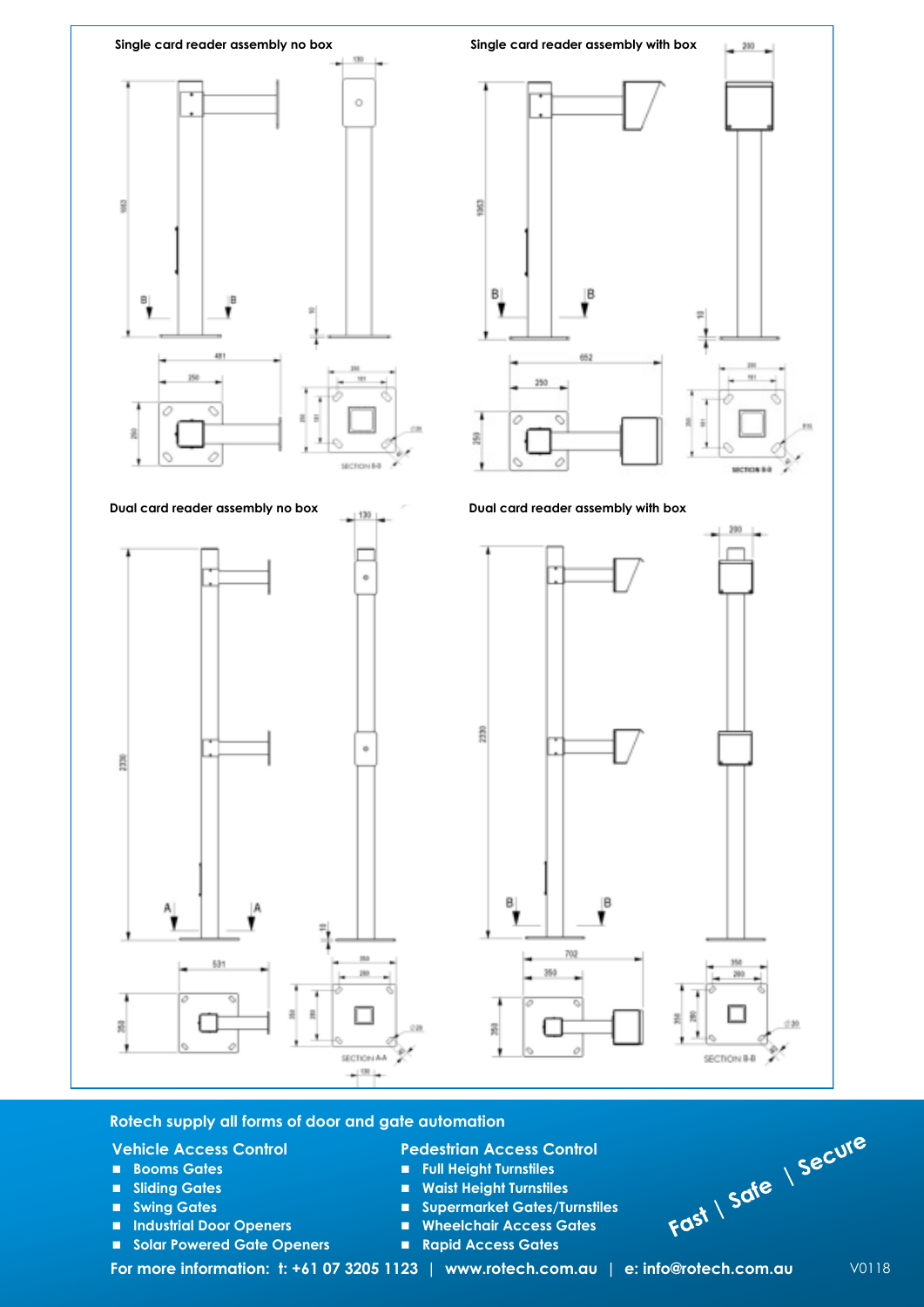Single card reader assembly no box

1063

B B

130

10

481

250

250

SECTION B-B

Single card reader assembly with box

290

1063

B B

10

652

250

250

SECTION B-B

Dual card reader assembly no box

130

2330

A A

10

531

350

SECTION A-A

130

Dual card reader assembly with box

290

2330

B B

702

350

350

SECTION B-B

Rotech supply all forms of door and gate automation

**Vehicle Access Control**

- Booms Gates
- Sliding Gates
- Swing Gates
- Industrial Door Openers
- Solar Powered Gate Openers

**Pedestrian Access Control**

- Full Height Turnstiles
- Waist Height Turnstiles
- Supermarket Gates/Turnstiles
- Wheelchair Access Gates
- Rapid Access Gates

Fast | Safe | Secure

For more information: t: +61 07 3205 1123 | www.rotech.com.au | e: info@rotech.com.au

V0118